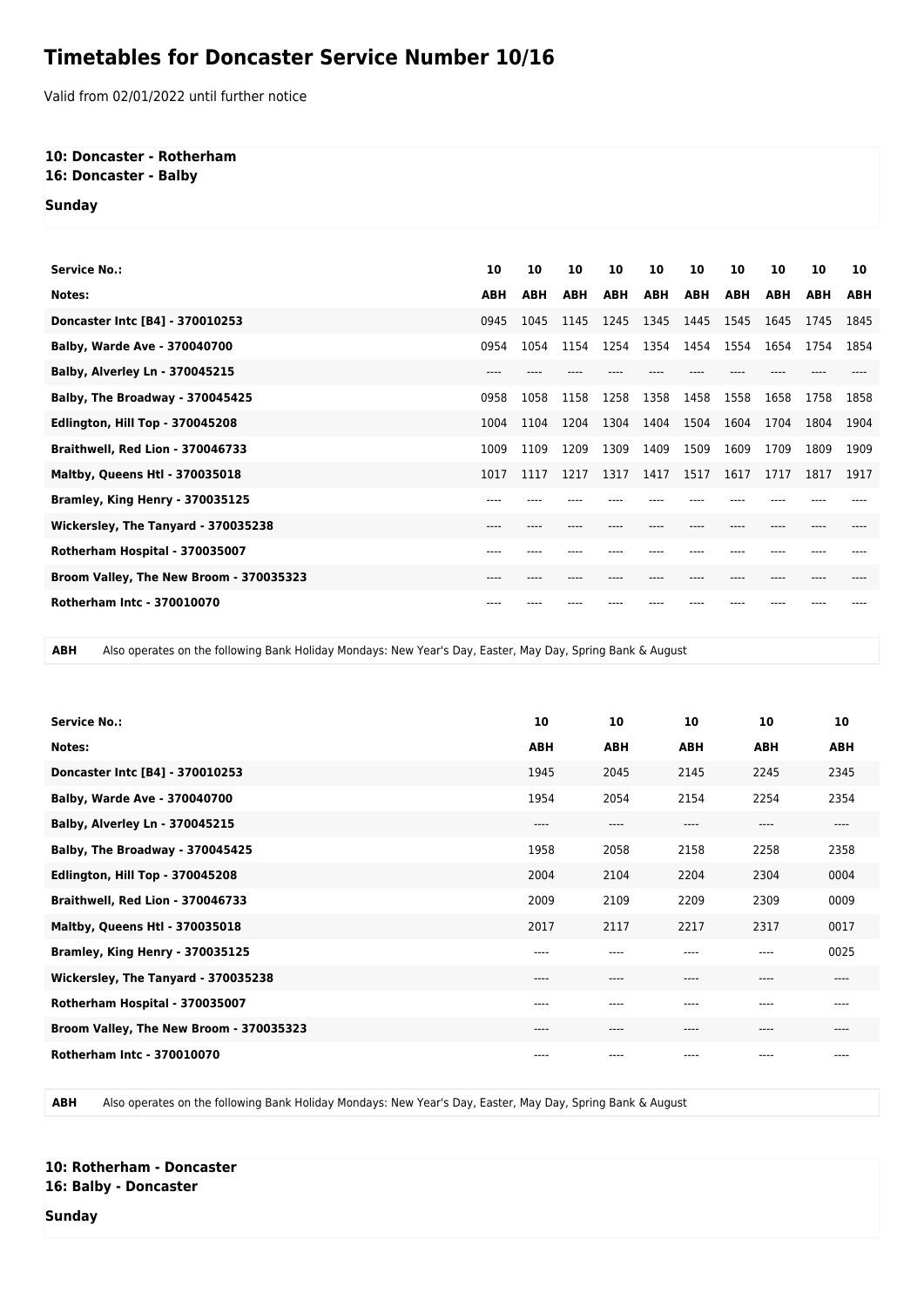# Timetables for Doncaster Service Number 10/16

Valid from 02/01/2022 until further notice

**10: Doncaster - Rotherham**
**16: Doncaster - Balby**

**Sunday**

| Service No.: | 10 | 10 | 10 | 10 | 10 | 10 | 10 | 10 | 10 | 10 |
|---|---|---|---|---|---|---|---|---|---|---|
| **Notes:** | **ABH** | **ABH** | **ABH** | **ABH** | **ABH** | **ABH** | **ABH** | **ABH** | **ABH** | **ABH** |
| **Doncaster Intc [B4] - 370010253** | 0945 | 1045 | 1145 | 1245 | 1345 | 1445 | 1545 | 1645 | 1745 | 1845 |
| **Balby, Warde Ave - 370040700** | 0954 | 1054 | 1154 | 1254 | 1354 | 1454 | 1554 | 1654 | 1754 | 1854 |
| **Balby, Alverley Ln - 370045215** | ---- | ---- | ---- | ---- | ---- | ---- | ---- | ---- | ---- | ---- |
| **Balby, The Broadway - 370045425** | 0958 | 1058 | 1158 | 1258 | 1358 | 1458 | 1558 | 1658 | 1758 | 1858 |
| **Edlington, Hill Top - 370045208** | 1004 | 1104 | 1204 | 1304 | 1404 | 1504 | 1604 | 1704 | 1804 | 1904 |
| **Braithwell, Red Lion - 370046733** | 1009 | 1109 | 1209 | 1309 | 1409 | 1509 | 1609 | 1709 | 1809 | 1909 |
| **Maltby, Queens Htl - 370035018** | 1017 | 1117 | 1217 | 1317 | 1417 | 1517 | 1617 | 1717 | 1817 | 1917 |
| **Bramley, King Henry - 370035125** | ---- | ---- | ---- | ---- | ---- | ---- | ---- | ---- | ---- | ---- |
| **Wickersley, The Tanyard - 370035238** | ---- | ---- | ---- | ---- | ---- | ---- | ---- | ---- | ---- | ---- |
| **Rotherham Hospital - 370035007** | ---- | ---- | ---- | ---- | ---- | ---- | ---- | ---- | ---- | ---- |
| **Broom Valley, The New Broom - 370035323** | ---- | ---- | ---- | ---- | ---- | ---- | ---- | ---- | ---- | ---- |
| **Rotherham Intc - 370010070** | ---- | ---- | ---- | ---- | ---- | ---- | ---- | ---- | ---- | ---- |

**ABH** Also operates on the following Bank Holiday Mondays: New Year's Day, Easter, May Day, Spring Bank & August

| Service No.: | 10 | 10 | 10 | 10 | 10 |
|---|---|---|---|---|---|
| **Notes:** | **ABH** | **ABH** | **ABH** | **ABH** | **ABH** |
| **Doncaster Intc [B4] - 370010253** | 1945 | 2045 | 2145 | 2245 | 2345 |
| **Balby, Warde Ave - 370040700** | 1954 | 2054 | 2154 | 2254 | 2354 |
| **Balby, Alverley Ln - 370045215** | ---- | ---- | ---- | ---- | ---- |
| **Balby, The Broadway - 370045425** | 1958 | 2058 | 2158 | 2258 | 2358 |
| **Edlington, Hill Top - 370045208** | 2004 | 2104 | 2204 | 2304 | 0004 |
| **Braithwell, Red Lion - 370046733** | 2009 | 2109 | 2209 | 2309 | 0009 |
| **Maltby, Queens Htl - 370035018** | 2017 | 2117 | 2217 | 2317 | 0017 |
| **Bramley, King Henry - 370035125** | ---- | ---- | ---- | ---- | 0025 |
| **Wickersley, The Tanyard - 370035238** | ---- | ---- | ---- | ---- | ---- |
| **Rotherham Hospital - 370035007** | ---- | ---- | ---- | ---- | ---- |
| **Broom Valley, The New Broom - 370035323** | ---- | ---- | ---- | ---- | ---- |
| **Rotherham Intc - 370010070** | ---- | ---- | ---- | ---- | ---- |

**ABH** Also operates on the following Bank Holiday Mondays: New Year's Day, Easter, May Day, Spring Bank & August

**10: Rotherham - Doncaster**
**16: Balby - Doncaster**

**Sunday**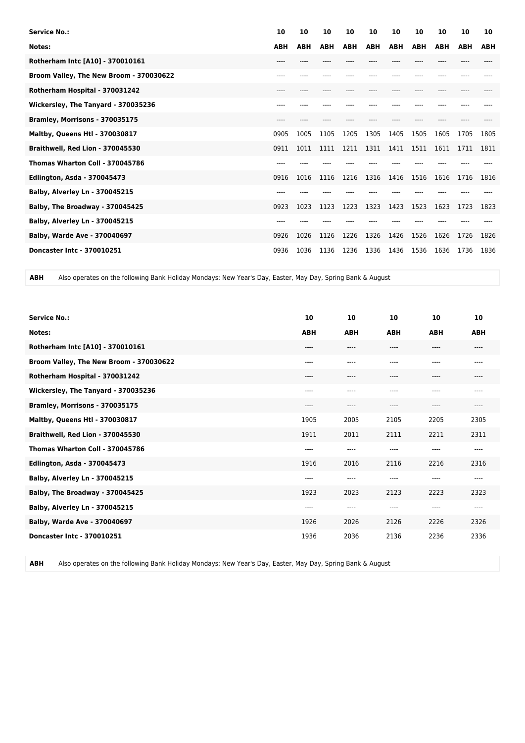| Service No.: | 10 | 10 | 10 | 10 | 10 | 10 | 10 | 10 | 10 | 10 |
|---|---|---|---|---|---|---|---|---|---|---|
| **Notes:** | **ABH** | **ABH** | **ABH** | **ABH** | **ABH** | **ABH** | **ABH** | **ABH** | **ABH** | **ABH** |
| **Rotherham Intc [A10] - 370010161** | ---- | ---- | ---- | ---- | ---- | ---- | ---- | ---- | ---- | ---- |
| **Broom Valley, The New Broom - 370030622** | ---- | ---- | ---- | ---- | ---- | ---- | ---- | ---- | ---- | ---- |
| **Rotherham Hospital - 370031242** | ---- | ---- | ---- | ---- | ---- | ---- | ---- | ---- | ---- | ---- |
| **Wickersley, The Tanyard - 370035236** | ---- | ---- | ---- | ---- | ---- | ---- | ---- | ---- | ---- | ---- |
| **Bramley, Morrisons - 370035175** | ---- | ---- | ---- | ---- | ---- | ---- | ---- | ---- | ---- | ---- |
| **Maltby, Queens Htl - 370030817** | 0905 | 1005 | 1105 | 1205 | 1305 | 1405 | 1505 | 1605 | 1705 | 1805 |
| **Braithwell, Red Lion - 370045530** | 0911 | 1011 | 1111 | 1211 | 1311 | 1411 | 1511 | 1611 | 1711 | 1811 |
| **Thomas Wharton Coll - 370045786** | ---- | ---- | ---- | ---- | ---- | ---- | ---- | ---- | ---- | ---- |
| **Edlington, Asda - 370045473** | 0916 | 1016 | 1116 | 1216 | 1316 | 1416 | 1516 | 1616 | 1716 | 1816 |
| **Balby, Alverley Ln - 370045215** | ---- | ---- | ---- | ---- | ---- | ---- | ---- | ---- | ---- | ---- |
| **Balby, The Broadway - 370045425** | 0923 | 1023 | 1123 | 1223 | 1323 | 1423 | 1523 | 1623 | 1723 | 1823 |
| **Balby, Alverley Ln - 370045215** | ---- | ---- | ---- | ---- | ---- | ---- | ---- | ---- | ---- | ---- |
| **Balby, Warde Ave - 370040697** | 0926 | 1026 | 1126 | 1226 | 1326 | 1426 | 1526 | 1626 | 1726 | 1826 |
| **Doncaster Intc - 370010251** | 0936 | 1036 | 1136 | 1236 | 1336 | 1436 | 1536 | 1636 | 1736 | 1836 |

**ABH** Also operates on the following Bank Holiday Mondays: New Year's Day, Easter, May Day, Spring Bank & August

| Service No.: | 10 | 10 | 10 | 10 | 10 |
|---|---|---|---|---|---|
| **Notes:** | **ABH** | **ABH** | **ABH** | **ABH** | **ABH** |
| **Rotherham Intc [A10] - 370010161** | ---- | ---- | ---- | ---- | ---- |
| **Broom Valley, The New Broom - 370030622** | ---- | ---- | ---- | ---- | ---- |
| **Rotherham Hospital - 370031242** | ---- | ---- | ---- | ---- | ---- |
| **Wickersley, The Tanyard - 370035236** | ---- | ---- | ---- | ---- | ---- |
| **Bramley, Morrisons - 370035175** | ---- | ---- | ---- | ---- | ---- |
| **Maltby, Queens Htl - 370030817** | 1905 | 2005 | 2105 | 2205 | 2305 |
| **Braithwell, Red Lion - 370045530** | 1911 | 2011 | 2111 | 2211 | 2311 |
| **Thomas Wharton Coll - 370045786** | ---- | ---- | ---- | ---- | ---- |
| **Edlington, Asda - 370045473** | 1916 | 2016 | 2116 | 2216 | 2316 |
| **Balby, Alverley Ln - 370045215** | ---- | ---- | ---- | ---- | ---- |
| **Balby, The Broadway - 370045425** | 1923 | 2023 | 2123 | 2223 | 2323 |
| **Balby, Alverley Ln - 370045215** | ---- | ---- | ---- | ---- | ---- |
| **Balby, Warde Ave - 370040697** | 1926 | 2026 | 2126 | 2226 | 2326 |
| **Doncaster Intc - 370010251** | 1936 | 2036 | 2136 | 2236 | 2336 |

**ABH** Also operates on the following Bank Holiday Mondays: New Year's Day, Easter, May Day, Spring Bank & August